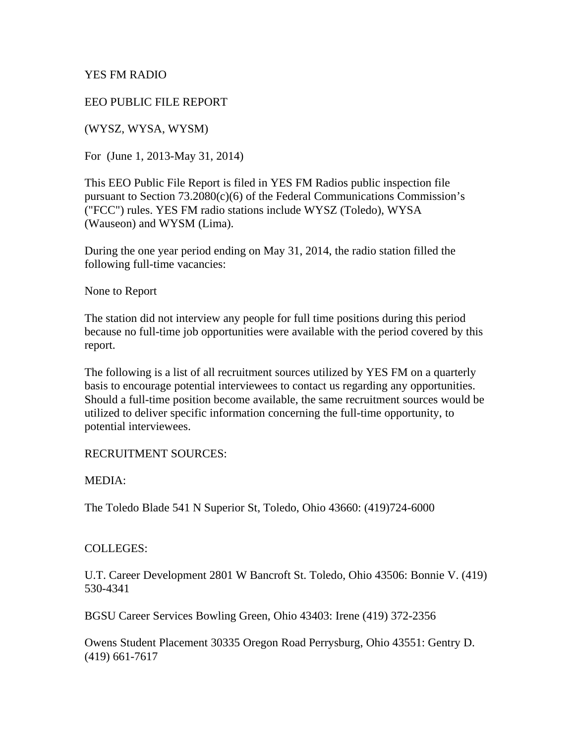YES FM RADIO

EEO PUBLIC FILE REPORT

(WYSZ, WYSA, WYSM)

For (June 1, 2013-May 31, 2014)

This EEO Public File Report is filed in YES FM Radios public inspection file pursuant to Section 73.2080(c)(6) of the Federal Communications Commission's ("FCC") rules. YES FM radio stations include WYSZ (Toledo), WYSA (Wauseon) and WYSM (Lima).

During the one year period ending on May 31, 2014, the radio station filled the following full-time vacancies:

None to Report

The station did not interview any people for full time positions during this period because no full-time job opportunities were available with the period covered by this report.

The following is a list of all recruitment sources utilized by YES FM on a quarterly basis to encourage potential interviewees to contact us regarding any opportunities. Should a full-time position become available, the same recruitment sources would be utilized to deliver specific information concerning the full-time opportunity, to potential interviewees.

RECRUITMENT SOURCES:

MEDIA:

The Toledo Blade 541 N Superior St, Toledo, Ohio 43660: (419)724-6000

COLLEGES:

U.T. Career Development 2801 W Bancroft St. Toledo, Ohio 43506: Bonnie V. (419) 530-4341

BGSU Career Services Bowling Green, Ohio 43403: Irene (419) 372-2356

Owens Student Placement 30335 Oregon Road Perrysburg, Ohio 43551: Gentry D. (419) 661-7617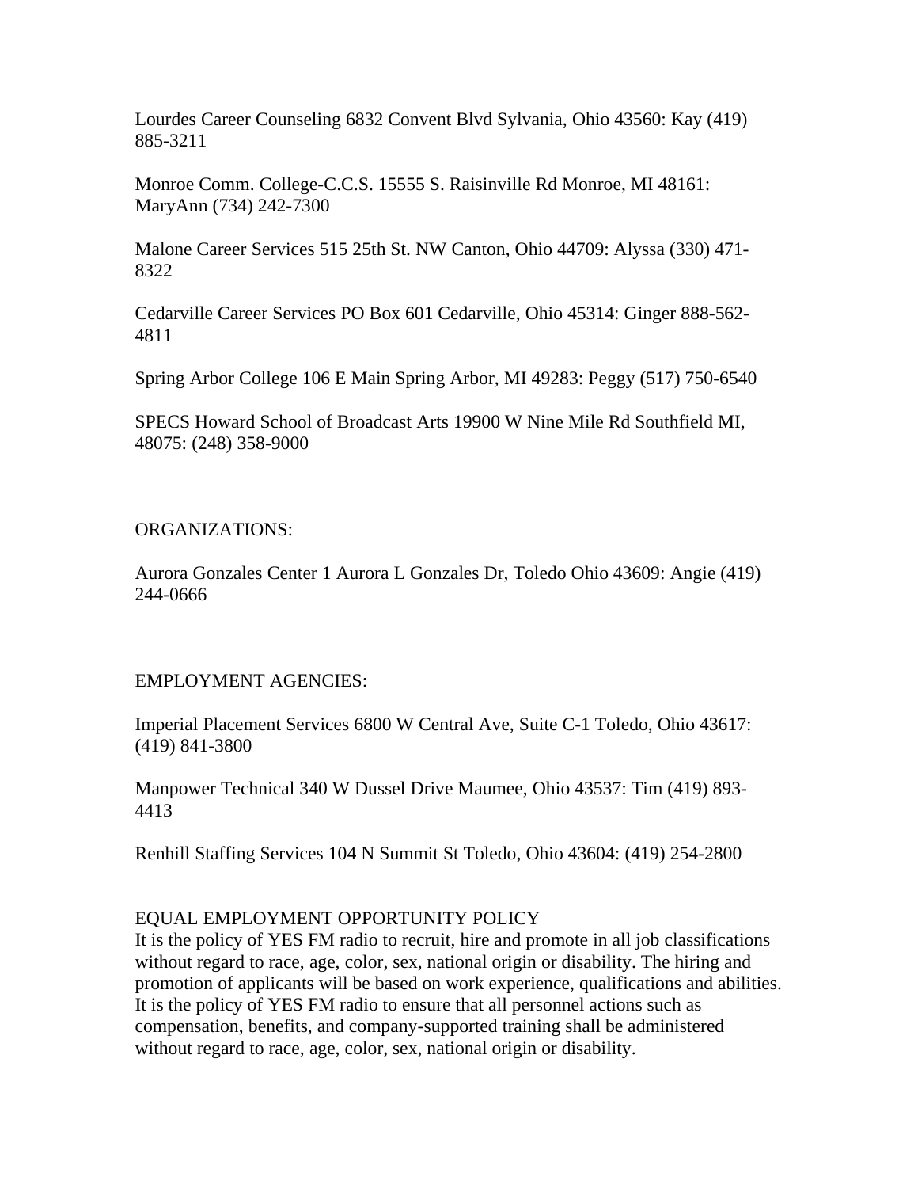Lourdes Career Counseling 6832 Convent Blvd Sylvania, Ohio 43560: Kay (419) 885-3211

Monroe Comm. College-C.C.S. 15555 S. Raisinville Rd Monroe, MI 48161: MaryAnn (734) 242-7300

Malone Career Services 515 25th St. NW Canton, Ohio 44709: Alyssa (330) 471-8322

Cedarville Career Services PO Box 601 Cedarville, Ohio 45314: Ginger 888-562-4811

Spring Arbor College 106 E Main Spring Arbor, MI 49283: Peggy (517) 750-6540

SPECS Howard School of Broadcast Arts 19900 W Nine Mile Rd Southfield MI, 48075: (248) 358-9000

ORGANIZATIONS:

Aurora Gonzales Center 1 Aurora L Gonzales Dr, Toledo Ohio 43609: Angie (419) 244-0666

EMPLOYMENT AGENCIES:

Imperial Placement Services 6800 W Central Ave, Suite C-1 Toledo, Ohio 43617: (419) 841-3800

Manpower Technical 340 W Dussel Drive Maumee, Ohio 43537: Tim (419) 893-4413

Renhill Staffing Services 104 N Summit St Toledo, Ohio 43604: (419) 254-2800

EQUAL EMPLOYMENT OPPORTUNITY POLICY

It is the policy of YES FM radio to recruit, hire and promote in all job classifications without regard to race, age, color, sex, national origin or disability. The hiring and promotion of applicants will be based on work experience, qualifications and abilities. It is the policy of YES FM radio to ensure that all personnel actions such as compensation, benefits, and company-supported training shall be administered without regard to race, age, color, sex, national origin or disability.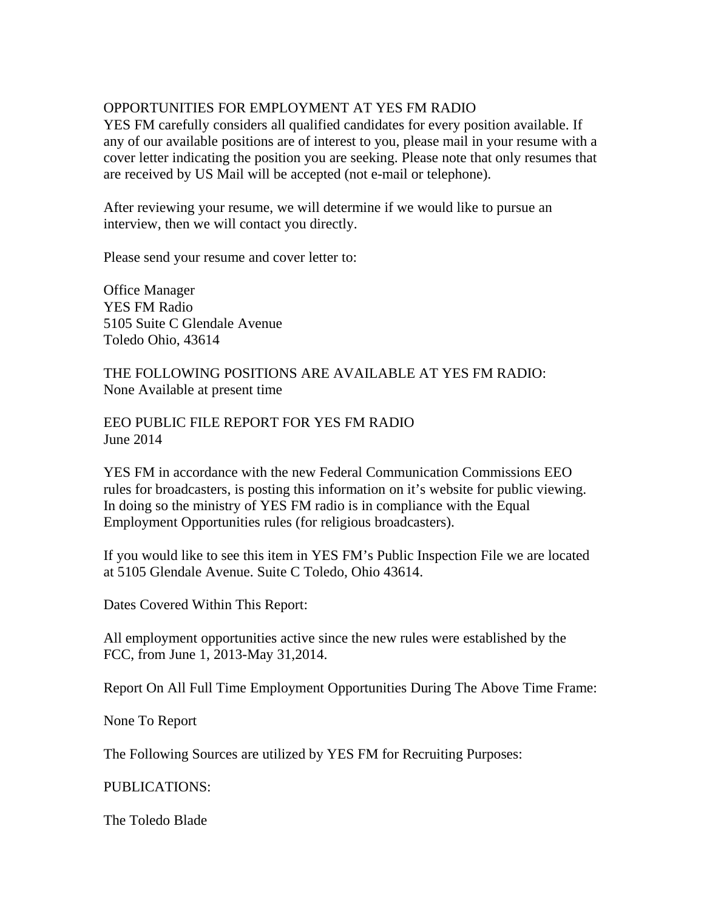OPPORTUNITIES FOR EMPLOYMENT AT YES FM RADIO
YES FM carefully considers all qualified candidates for every position available. If any of our available positions are of interest to you, please mail in your resume with a cover letter indicating the position you are seeking. Please note that only resumes that are received by US Mail will be accepted (not e-mail or telephone).

After reviewing your resume, we will determine if we would like to pursue an interview, then we will contact you directly.

Please send your resume and cover letter to:

Office Manager
YES FM Radio
5105 Suite C Glendale Avenue
Toledo Ohio, 43614

THE FOLLOWING POSITIONS ARE AVAILABLE AT YES FM RADIO:
None Available at present time

EEO PUBLIC FILE REPORT FOR YES FM RADIO
June 2014

YES FM in accordance with the new Federal Communication Commissions EEO rules for broadcasters, is posting this information on it's website for public viewing. In doing so the ministry of YES FM radio is in compliance with the Equal Employment Opportunities rules (for religious broadcasters).

If you would like to see this item in YES FM's Public Inspection File we are located at 5105 Glendale Avenue. Suite C Toledo, Ohio 43614.

Dates Covered Within This Report:

All employment opportunities active since the new rules were established by the FCC, from June 1, 2013-May 31,2014.

Report On All Full Time Employment Opportunities During The Above Time Frame:

None To Report

The Following Sources are utilized by YES FM for Recruiting Purposes:

PUBLICATIONS:

The Toledo Blade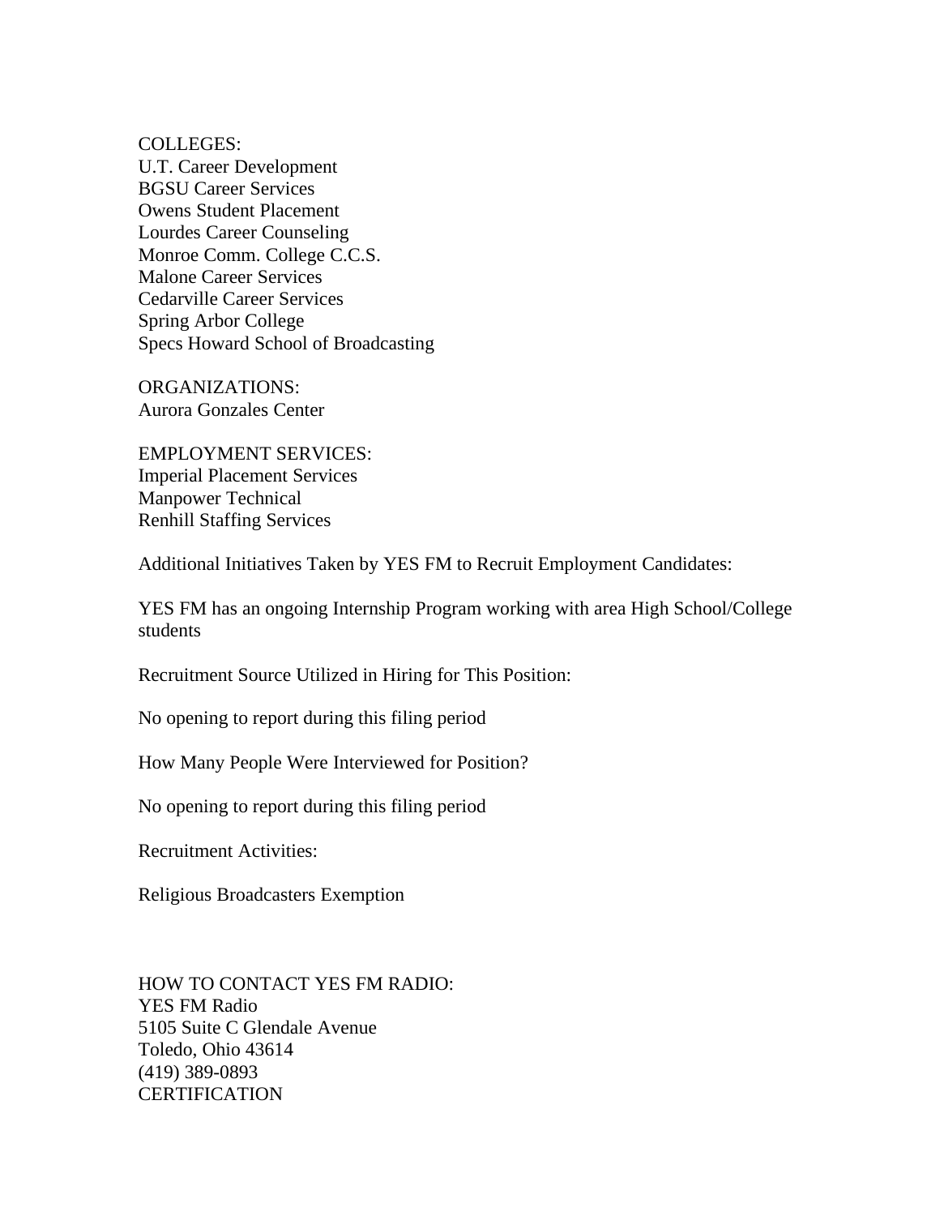COLLEGES:
U.T. Career Development
BGSU Career Services
Owens Student Placement
Lourdes Career Counseling
Monroe Comm. College C.C.S.
Malone Career Services
Cedarville Career Services
Spring Arbor College
Specs Howard School of Broadcasting

ORGANIZATIONS:
Aurora Gonzales Center

EMPLOYMENT SERVICES:
Imperial Placement Services
Manpower Technical
Renhill Staffing Services

Additional Initiatives Taken by YES FM to Recruit Employment Candidates:

YES FM has an ongoing Internship Program working with area High School/College students

Recruitment Source Utilized in Hiring for This Position:

No opening to report during this filing period

How Many People Were Interviewed for Position?

No opening to report during this filing period

Recruitment Activities:

Religious Broadcasters Exemption

HOW TO CONTACT YES FM RADIO:
YES FM Radio
5105 Suite C Glendale Avenue
Toledo, Ohio 43614
(419) 389-0893
CERTIFICATION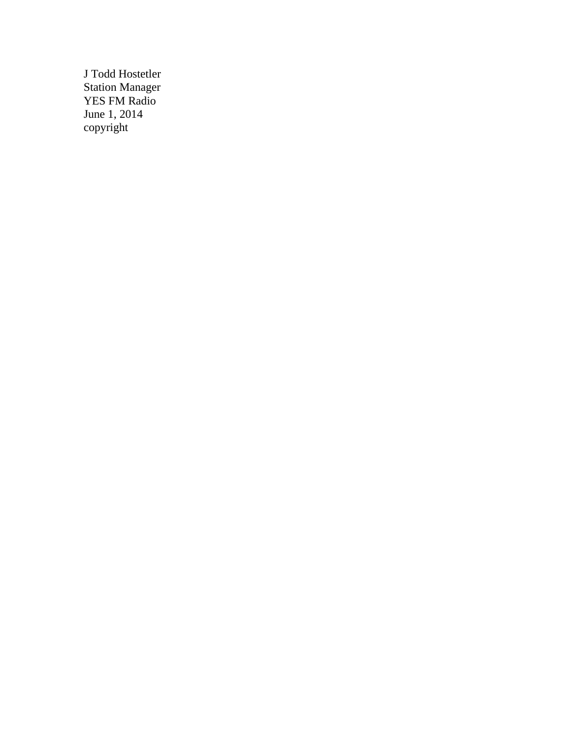J Todd Hostetler
Station Manager
YES FM Radio
June 1, 2014
copyright